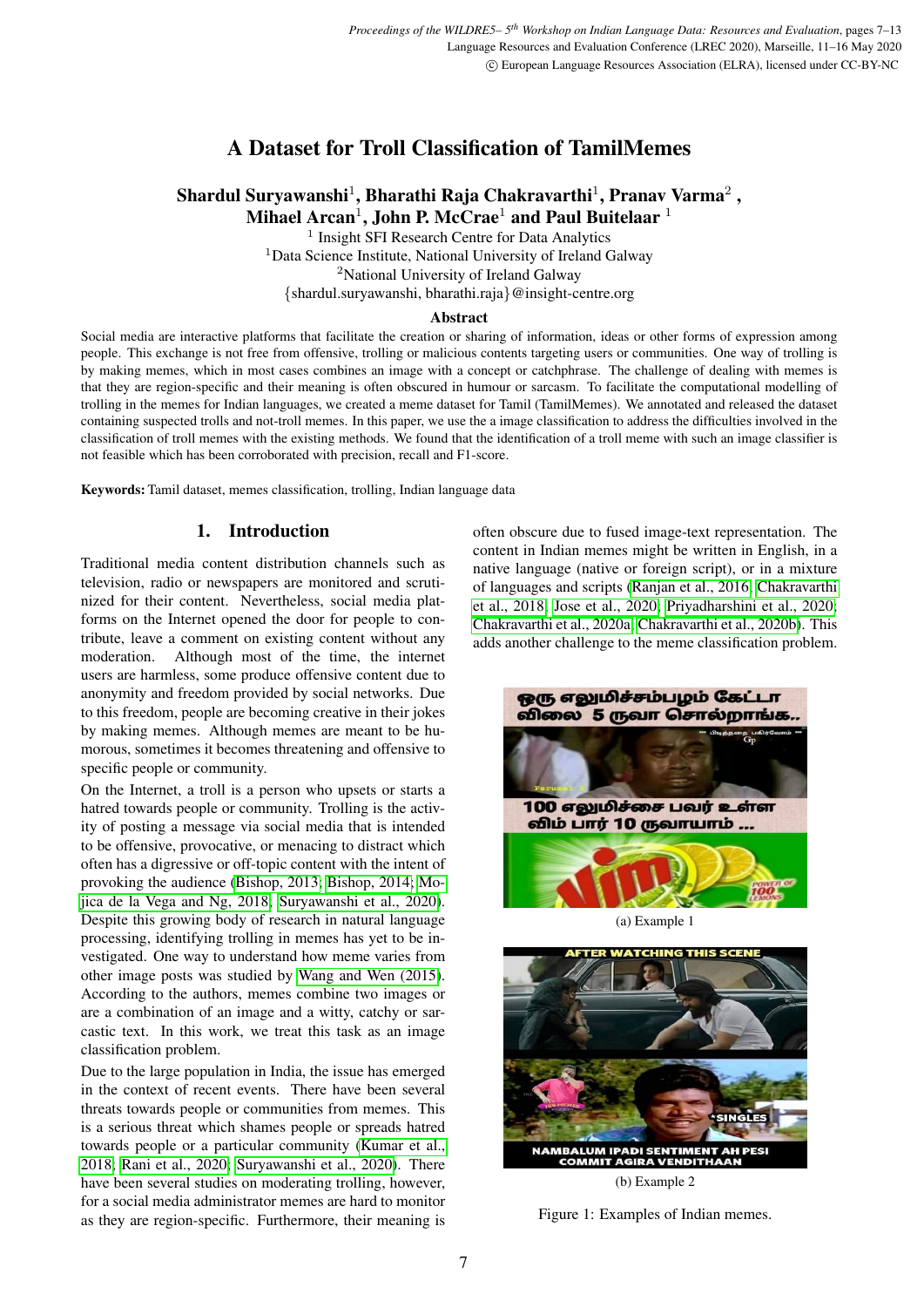# A Dataset for Troll Classification of TamilMemes

**Shardul Suryawanshi[1], Bharathi Raja Chakravarthi[1], Pranav Varma[2], Mihael Arcan[1], John P. McCrae[1] and Paul Buitelaar[1]**

[1] Insight SFI Research Centre for Data Analytics
[1]Data Science Institute, National University of Ireland Galway
[2]National University of Ireland Galway
{shardul.suryawanshi, bharathi.raja}@insight-centre.org

## Abstract

Social media are interactive platforms that facilitate the creation or sharing of information, ideas or other forms of expression among people. This exchange is not free from offensive, trolling or malicious contents targeting users or communities. One way of trolling is by making memes, which in most cases combines an image with a concept or catchphrase. The challenge of dealing with memes is that they are region-specific and their meaning is often obscured in humour or sarcasm. To facilitate the computational modelling of trolling in the memes for Indian languages, we created a meme dataset for Tamil (TamilMemes). We annotated and released the dataset containing suspected trolls and not-troll memes. In this paper, we use the a image classification to address the difficulties involved in the classification of troll memes with the existing methods. We found that the identification of a troll meme with such an image classifier is not feasible which has been corroborated with precision, recall and F1-score.

**Keywords:** Tamil dataset, memes classification, trolling, Indian language data

## 1. Introduction

Traditional media content distribution channels such as television, radio or newspapers are monitored and scrutinized for their content. Nevertheless, social media platforms on the Internet opened the door for people to contribute, leave a comment on existing content without any moderation. Although most of the time, the internet users are harmless, some produce offensive content due to anonymity and freedom provided by social networks. Due to this freedom, people are becoming creative in their jokes by making memes. Although memes are meant to be humorous, sometimes it becomes threatening and offensive to specific people or community.

On the Internet, a troll is a person who upsets or starts a hatred towards people or community. Trolling is the activity of posting a message via social media that is intended to be offensive, provocative, or menacing to distract which often has a digressive or off-topic content with the intent of provoking the audience (Bishop, 2013; Bishop, 2014; Mojica de la Vega and Ng, 2018; Suryawanshi et al., 2020). Despite this growing body of research in natural language processing, identifying trolling in memes has yet to be investigated. One way to understand how meme varies from other image posts was studied by Wang and Wen (2015). According to the authors, memes combine two images or are a combination of an image and a witty, catchy or sarcastic text. In this work, we treat this task as an image classification problem.

Due to the large population in India, the issue has emerged in the context of recent events. There have been several threats towards people or communities from memes. This is a serious threat which shames people or spreads hatred towards people or a particular community (Kumar et al., 2018; Rani et al., 2020; Suryawanshi et al., 2020). There have been several studies on moderating trolling, however, for a social media administrator memes are hard to monitor as they are region-specific. Furthermore, their meaning is often obscure due to fused image-text representation. The content in Indian memes might be written in English, in a native language (native or foreign script), or in a mixture of languages and scripts (Ranjan et al., 2016; Chakravarthi et al., 2018; Jose et al., 2020; Priyadharshini et al., 2020; Chakravarthi et al., 2020a; Chakravarthi et al., 2020b). This adds another challenge to the meme classification problem.

(a) Example 1

(b) Example 2

Figure 1: Examples of Indian memes.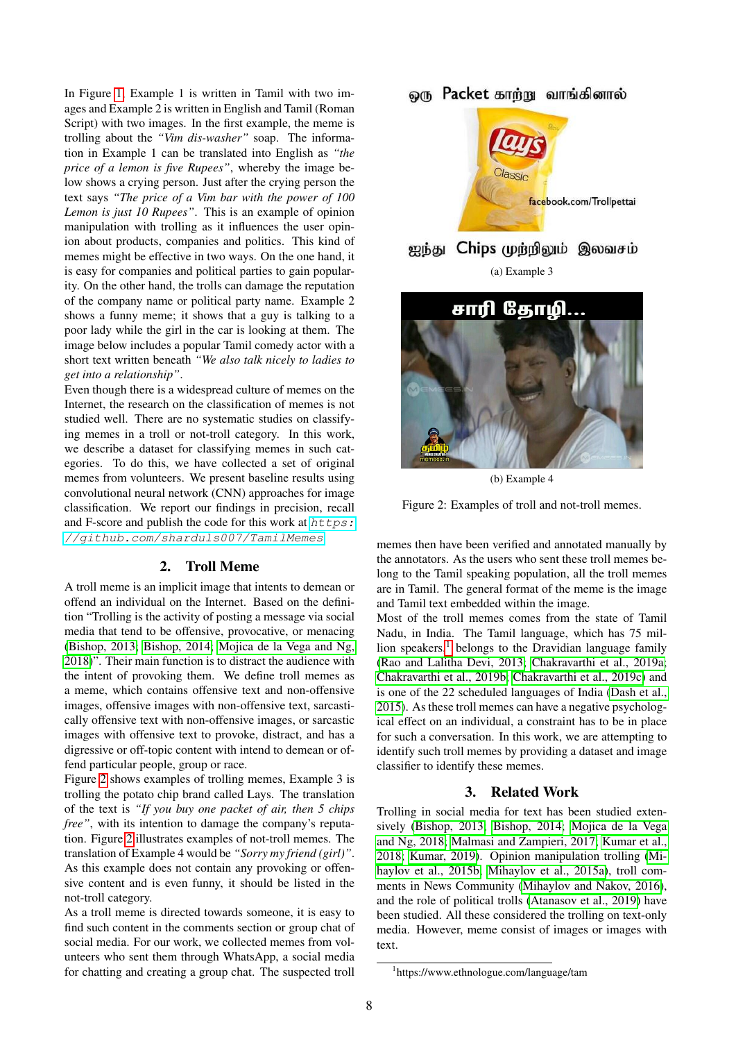In Figure 1, Example 1 is written in Tamil with two images and Example 2 is written in English and Tamil (Roman Script) with two images. In the first example, the meme is trolling about the *"Vim dis-washer"* soap. The information in Example 1 can be translated into English as *"the price of a lemon is five Rupees"*, whereby the image below shows a crying person. Just after the crying person the text says *"The price of a Vim bar with the power of 100 Lemon is just 10 Rupees"*. This is an example of opinion manipulation with trolling as it influences the user opinion about products, companies and politics. This kind of memes might be effective in two ways. On the one hand, it is easy for companies and political parties to gain popularity. On the other hand, the trolls can damage the reputation of the company name or political party name. Example 2 shows a funny meme; it shows that a guy is talking to a poor lady while the girl in the car is looking at them. The image below includes a popular Tamil comedy actor with a short text written beneath *"We also talk nicely to ladies to get into a relationship"*.

Even though there is a widespread culture of memes on the Internet, the research on the classification of memes is not studied well. There are no systematic studies on classifying memes in a troll or not-troll category. In this work, we describe a dataset for classifying memes in such categories. To do this, we have collected a set of original memes from volunteers. We present baseline results using convolutional neural network (CNN) approaches for image classification. We report our findings in precision, recall and F-score and publish the code for this work at https://github.com/shardul007/TamilMemes.

## 2. Troll Meme

A troll meme is an implicit image that intents to demean or offend an individual on the Internet. Based on the definition "Trolling is the activity of posting a message via social media that tend to be offensive, provocative, or menacing (Bishop, 2013; Bishop, 2014; Mojica de la Vega and Ng, 2018)". Their main function is to distract the audience with the intent of provoking them. We define troll memes as a meme, which contains offensive text and non-offensive images, offensive images with non-offensive text, sarcastically offensive text with non-offensive images, or sarcastic images with offensive text to provoke, distract, and has a digressive or off-topic content with intend to demean or offend particular people, group or race.

Figure 2 shows examples of trolling memes, Example 3 is trolling the potato chip brand called Lays. The translation of the text is *"If you buy one packet of air, then 5 chips free"*, with its intention to damage the company's reputation. Figure 2 illustrates examples of not-troll memes. The translation of Example 4 would be *"Sorry my friend (girl)"*. As this example does not contain any provoking or offensive content and is even funny, it should be listed in the not-troll category.

As a troll meme is directed towards someone, it is easy to find such content in the comments section or group chat of social media. For our work, we collected memes from volunteers who sent them through WhatsApp, a social media for chatting and creating a group chat. The suspected troll memes then have been verified and annotated manually by the annotators. As the users who sent these troll memes belong to the Tamil speaking population, all the troll memes are in Tamil. The general format of the meme is the image and Tamil text embedded within the image.

(a) Example 3

(b) Example 4

Figure 2: Examples of troll and not-troll memes.

Most of the troll memes comes from the state of Tamil Nadu, in India. The Tamil language, which has 75 million speakers[1] belongs to the Dravidian language family (Rao and Lalitha Devi, 2013; Chakravarthi et al., 2019a; Chakravarthi et al., 2019b; Chakravarthi et al., 2019c) and is one of the 22 scheduled languages of India (Dash et al., 2015). As these troll memes can have a negative psychological effect on an individual, a constraint has to be in place for such a conversation. In this work, we are attempting to identify such troll memes by providing a dataset and image classifier to identify these memes.

## 3. Related Work

Trolling in social media for text has been studied extensively (Bishop, 2013; Bishop, 2014; Mojica de la Vega and Ng, 2018; Malmasi and Zampieri, 2017; Kumar et al., 2018; Kumar, 2019). Opinion manipulation trolling (Mihaylov et al., 2015b; Mihaylov et al., 2015a), troll comments in News Community (Mihaylov and Nakov, 2016), and the role of political trolls (Atanasov et al., 2019) have been studied. All these considered the trolling on text-only media. However, meme consist of images or images with text.

[1] https://www.ethnologue.com/language/tam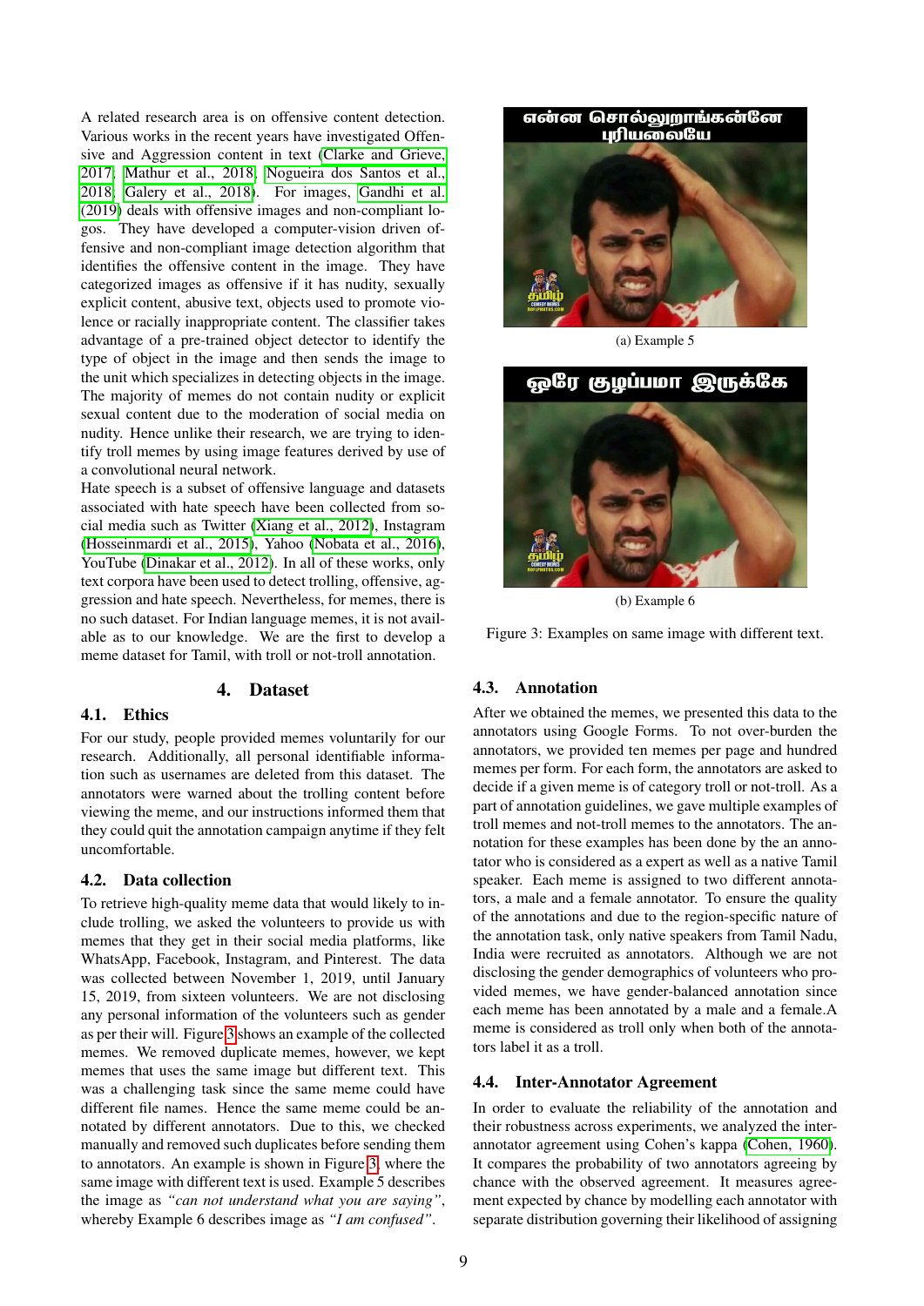A related research area is on offensive content detection. Various works in the recent years have investigated Offensive and Aggression content in text (Clarke and Grieve, 2017; Mathur et al., 2018; Nogueira dos Santos et al., 2018; Galery et al., 2018). For images, Gandhi et al. (2019) deals with offensive images and non-compliant logos. They have developed a computer-vision driven offensive and non-compliant image detection algorithm that identifies the offensive content in the image. They have categorized images as offensive if it has nudity, sexually explicit content, abusive text, objects used to promote violence or racially inappropriate content. The classifier takes advantage of a pre-trained object detector to identify the type of object in the image and then sends the image to the unit which specializes in detecting objects in the image. The majority of memes do not contain nudity or explicit sexual content due to the moderation of social media on nudity. Hence unlike their research, we are trying to identify troll memes by using image features derived by use of a convolutional neural network.

Hate speech is a subset of offensive language and datasets associated with hate speech have been collected from social media such as Twitter (Xiang et al., 2012), Instagram (Hosseinmardi et al., 2015), Yahoo (Nobata et al., 2016), YouTube (Dinakar et al., 2012). In all of these works, only text corpora have been used to detect trolling, offensive, aggression and hate speech. Nevertheless, for memes, there is no such dataset. For Indian language memes, it is not available as to our knowledge. We are the first to develop a meme dataset for Tamil, with troll or not-troll annotation.

## 4. Dataset

### 4.1. Ethics

For our study, people provided memes voluntarily for our research. Additionally, all personal identifiable information such as usernames are deleted from this dataset. The annotators were warned about the trolling content before viewing the meme, and our instructions informed them that they could quit the annotation campaign anytime if they felt uncomfortable.

### 4.2. Data collection

To retrieve high-quality meme data that would likely to include trolling, we asked the volunteers to provide us with memes that they get in their social media platforms, like WhatsApp, Facebook, Instagram, and Pinterest. The data was collected between November 1, 2019, until January 15, 2019, from sixteen volunteers. We are not disclosing any personal information of the volunteers such as gender as per their will. Figure 3 shows an example of the collected memes. We removed duplicate memes, however, we kept memes that uses the same image but different text. This was a challenging task since the same meme could have different file names. Hence the same meme could be annotated by different annotators. Due to this, we checked manually and removed such duplicates before sending them to annotators. An example is shown in Figure 3, where the same image with different text is used. Example 5 describes the image as *"can not understand what you are saying"*, whereby Example 6 describes image as *"I am confused"*.

(a) Example 5

(b) Example 6

Figure 3: Examples on same image with different text.

### 4.3. Annotation

After we obtained the memes, we presented this data to the annotators using Google Forms. To not over-burden the annotators, we provided ten memes per page and hundred memes per form. For each form, the annotators are asked to decide if a given meme is of category troll or not-troll. As a part of annotation guidelines, we gave multiple examples of troll memes and not-troll memes to the annotators. The annotation for these examples has been done by the an annotator who is considered as a expert as well as a native Tamil speaker. Each meme is assigned to two different annotators, a male and a female annotator. To ensure the quality of the annotations and due to the region-specific nature of the annotation task, only native speakers from Tamil Nadu, India were recruited as annotators. Although we are not disclosing the gender demographics of volunteers who provided memes, we have gender-balanced annotation since each meme has been annotated by a male and a female.A meme is considered as troll only when both of the annotators label it as a troll.

### 4.4. Inter-Annotator Agreement

In order to evaluate the reliability of the annotation and their robustness across experiments, we analyzed the inter-annotator agreement using Cohen's kappa (Cohen, 1960). It compares the probability of two annotators agreeing by chance with the observed agreement. It measures agreement expected by chance by modelling each annotator with separate distribution governing their likelihood of assigning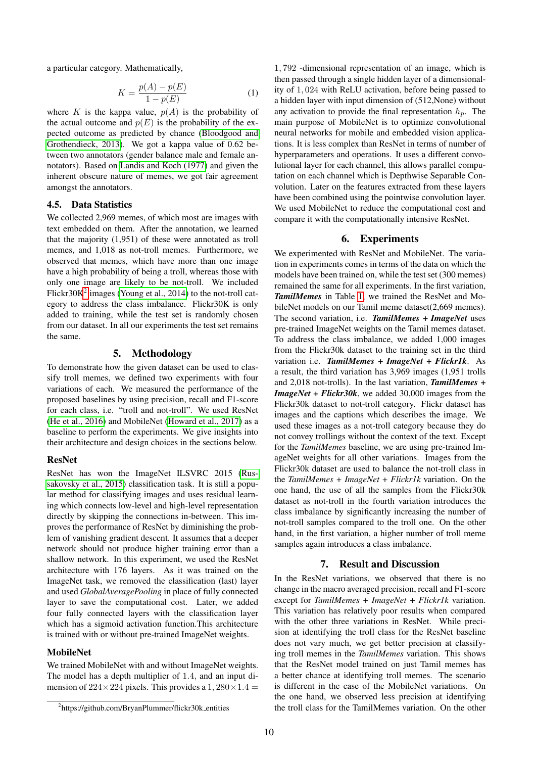a particular category. Mathematically,

$$K = \frac{p(A) - p(E)}{1 - p(E)} \quad (1)$$

where $K$ is the kappa value, $p(A)$ is the probability of the actual outcome and $p(E)$ is the probability of the expected outcome as predicted by chance (Bloodgood and Grothendieck, 2013). We got a kappa value of 0.62 between two annotators (gender balance male and female annotators). Based on Landis and Koch (1977) and given the inherent obscure nature of memes, we got fair agreement amongst the annotators.

### 4.5. Data Statistics

We collected 2,969 memes, of which most are images with text embedded on them. After the annotation, we learned that the majority (1,951) of these were annotated as troll memes, and 1,018 as not-troll memes. Furthermore, we observed that memes, which have more than one image have a high probability of being a troll, whereas those with only one image are likely to be not-troll. We included Flickr30K[2] images (Young et al., 2014) to the not-troll category to address the class imbalance. Flickr30K is only added to training, while the test set is randomly chosen from our dataset. In all our experiments the test set remains the same.

## 5. Methodology

To demonstrate how the given dataset can be used to classify troll memes, we defined two experiments with four variations of each. We measured the performance of the proposed baselines by using precision, recall and F1-score for each class, i.e. "troll and not-troll". We used ResNet (He et al., 2016) and MobileNet (Howard et al., 2017) as a baseline to perform the experiments. We give insights into their architecture and design choices in the sections below.

### ResNet

ResNet has won the ImageNet ILSVRC 2015 (Russakovsky et al., 2015) classification task. It is still a popular method for classifying images and uses residual learning which connects low-level and high-level representation directly by skipping the connections in-between. This improves the performance of ResNet by diminishing the problem of vanishing gradient descent. It assumes that a deeper network should not produce higher training error than a shallow network. In this experiment, we used the ResNet architecture with 176 layers. As it was trained on the ImageNet task, we removed the classification (last) layer and used *GlobalAveragePooling* in place of fully connected layer to save the computational cost. Later, we added four fully connected layers with the classification layer which has a sigmoid activation function.This architecture is trained with or without pre-trained ImageNet weights.

### MobileNet

We trained MobileNet with and without ImageNet weights. The model has a depth multiplier of 1.4, and an input dimension of $224 \times 224$ pixels. This provides a $1,280 \times 1.4 = 1,792$ -dimensional representation of an image, which is then passed through a single hidden layer of a dimensionality of $1,024$ with ReLU activation, before being passed to a hidden layer with input dimension of (512,None) without any activation to provide the final representation $h_p$. The main purpose of MobileNet is to optimize convolutional neural networks for mobile and embedded vision applications. It is less complex than ResNet in terms of number of hyperparameters and operations. It uses a different convolutional layer for each channel, this allows parallel computation on each channel which is Depthwise Separable Convolution. Later on the features extracted from these layers have been combined using the pointwise convolution layer. We used MobileNet to reduce the computational cost and compare it with the computationally intensive ResNet.

## 6. Experiments

We experimented with ResNet and MobileNet. The variation in experiments comes in terms of the data on which the models have been trained on, while the test set (300 memes) remained the same for all experiments. In the first variation, ***TamilMemes*** in Table 1, we trained the ResNet and MobileNet models on our Tamil meme dataset(2,669 memes). The second variation, i.e. ***TamilMemes + ImageNet*** uses pre-trained ImageNet weights on the Tamil memes dataset. To address the class imbalance, we added 1,000 images from the Flickr30k dataset to the training set in the third variation i.e. ***TamilMemes + ImageNet + Flickr1k***. As a result, the third variation has 3,969 images (1,951 trolls and 2,018 not-trolls). In the last variation, ***TamilMemes + ImageNet + Flickr30k***, we added 30,000 images from the Flickr30k dataset to not-troll category. Flickr dataset has images and the captions which describes the image. We used these images as a not-troll category because they do not convey trollings without the context of the text. Except for the *TamilMemes* baseline, we are using pre-trained ImageNet weights for all other variations. Images from the Flickr30k dataset are used to balance the not-troll class in the *TamilMemes + ImageNet + Flickr1k* variation. On the one hand, the use of all the samples from the Flickr30k dataset as not-troll in the fourth variation introduces the class imbalance by significantly increasing the number of not-troll samples compared to the troll one. On the other hand, in the first variation, a higher number of troll meme samples again introduces a class imbalance.

## 7. Result and Discussion

In the ResNet variations, we observed that there is no change in the macro averaged precision, recall and F1-score except for *TamilMemes + ImageNet + Flickr1k* variation. This variation has relatively poor results when compared with the other three variations in ResNet. While precision at identifying the troll class for the ResNet baseline does not vary much, we get better precision at classifying troll memes in the *TamilMemes* variation. This shows that the ResNet model trained on just Tamil memes has a better chance at identifying troll memes. The scenario is different in the case of the MobileNet variations. On the one hand, we observed less precision at identifying the troll class for the TamilMemes variation. On the other

[2] https://github.com/BryanPlummer/flickr30k_entities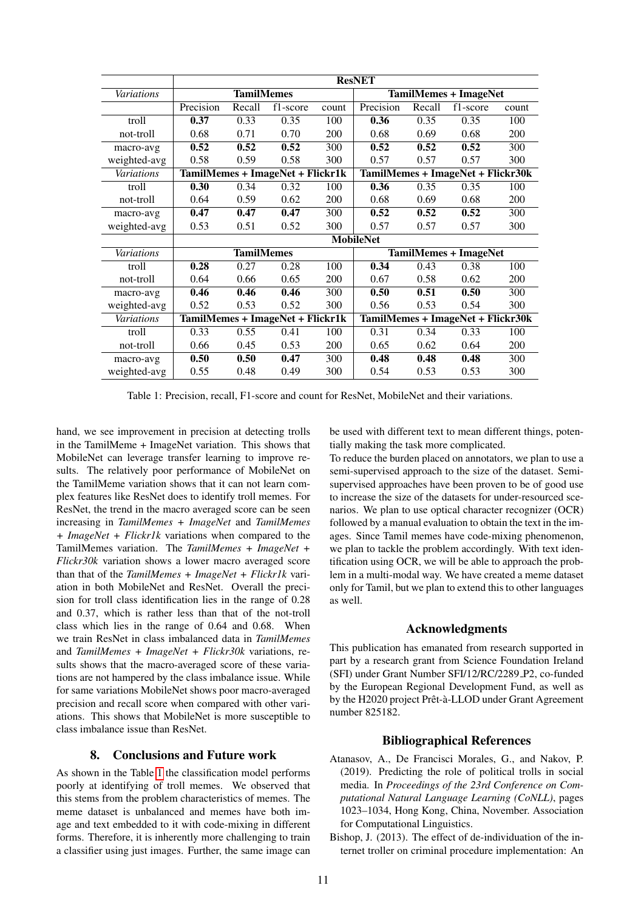| Variations | ResNET | | | | | | | |
|---|---|---|---|---|---|---|---|---|
| | TamilMemes | | | | TamilMemes + ImageNet | | | |
| | Precision | Recall | f1-score | count | Precision | Recall | f1-score | count |
| troll | **0.37** | 0.33 | 0.35 | 100 | **0.36** | 0.35 | 0.35 | 100 |
| not-troll | 0.68 | 0.71 | 0.70 | 200 | 0.68 | 0.69 | 0.68 | 200 |
| macro-avg | **0.52** | **0.52** | **0.52** | 300 | **0.52** | **0.52** | **0.52** | 300 |
| weighted-avg | 0.58 | 0.59 | 0.58 | 300 | 0.57 | 0.57 | 0.57 | 300 |
| *Variations* | **TamilMemes + ImageNet + Flickr1k** | | | | **TamilMemes + ImageNet + Flickr30k** | | | |
| troll | **0.30** | 0.34 | 0.32 | 100 | **0.36** | 0.35 | 0.35 | 100 |
| not-troll | 0.64 | 0.59 | 0.62 | 200 | 0.68 | 0.69 | 0.68 | 200 |
| macro-avg | **0.47** | **0.47** | **0.47** | 300 | **0.52** | **0.52** | **0.52** | 300 |
| weighted-avg | 0.53 | 0.51 | 0.52 | 300 | 0.57 | 0.57 | 0.57 | 300 |
| | **MobileNet** | | | | | | | |
| *Variations* | **TamilMemes** | | | | **TamilMemes + ImageNet** | | | |
| troll | **0.28** | 0.27 | 0.28 | 100 | **0.34** | 0.43 | 0.38 | 100 |
| not-troll | 0.64 | 0.66 | 0.65 | 200 | 0.67 | 0.58 | 0.62 | 200 |
| macro-avg | **0.46** | **0.46** | **0.46** | 300 | **0.50** | **0.51** | **0.50** | 300 |
| weighted-avg | 0.52 | 0.53 | 0.52 | 300 | 0.56 | 0.53 | 0.54 | 300 |
| *Variations* | **TamilMemes + ImageNet + Flickr1k** | | | | **TamilMemes + ImageNet + Flickr30k** | | | |
| troll | 0.33 | 0.55 | 0.41 | 100 | 0.31 | 0.34 | 0.33 | 100 |
| not-troll | 0.66 | 0.45 | 0.53 | 200 | 0.65 | 0.62 | 0.64 | 200 |
| macro-avg | **0.50** | **0.50** | **0.47** | 300 | **0.48** | **0.48** | **0.48** | 300 |
| weighted-avg | 0.55 | 0.48 | 0.49 | 300 | 0.54 | 0.53 | 0.53 | 300 |

Table 1: Precision, recall, F1-score and count for ResNet, MobileNet and their variations.

hand, we see improvement in precision at detecting trolls in the TamilMeme + ImageNet variation. This shows that MobileNet can leverage transfer learning to improve results. The relatively poor performance of MobileNet on the TamilMeme variation shows that it can not learn complex features like ResNet does to identify troll memes. For ResNet, the trend in the macro averaged score can be seen increasing in *TamilMemes + ImageNet* and *TamilMemes + ImageNet + Flickr1k* variations when compared to the TamilMemes variation. The *TamilMemes + ImageNet + Flickr30k* variation shows a lower macro averaged score than that of the *TamilMemes + ImageNet + Flickr1k* variation in both MobileNet and ResNet. Overall the precision for troll class identification lies in the range of 0.28 and 0.37, which is rather less than that of the not-troll class which lies in the range of 0.64 and 0.68. When we train ResNet in class imbalanced data in *TamilMemes* and *TamilMemes + ImageNet + Flickr30k* variations, results shows that the macro-averaged score of these variations are not hampered by the class imbalance issue. While for same variations MobileNet shows poor macro-averaged precision and recall score when compared with other variations. This shows that MobileNet is more susceptible to class imbalance issue than ResNet.

## 8. Conclusions and Future work

As shown in the Table 1 the classification model performs poorly at identifying of troll memes. We observed that this stems from the problem characteristics of memes. The meme dataset is unbalanced and memes have both image and text embedded to it with code-mixing in different forms. Therefore, it is inherently more challenging to train a classifier using just images. Further, the same image can be used with different text to mean different things, potentially making the task more complicated.

To reduce the burden placed on annotators, we plan to use a semi-supervised approach to the size of the dataset. Semi-supervised approaches have been proven to be of good use to increase the size of the datasets for under-resourced scenarios. We plan to use optical character recognizer (OCR) followed by a manual evaluation to obtain the text in the images. Since Tamil memes have code-mixing phenomenon, we plan to tackle the problem accordingly. With text identification using OCR, we will be able to approach the problem in a multi-modal way. We have created a meme dataset only for Tamil, but we plan to extend this to other languages as well.

## Acknowledgments

This publication has emanated from research supported in part by a research grant from Science Foundation Ireland (SFI) under Grant Number SFI/12/RC/2289_P2, co-funded by the European Regional Development Fund, as well as by the H2020 project Prêt-à-LLOD under Grant Agreement number 825182.

## Bibliographical References

Atanasov, A., De Francisci Morales, G., and Nakov, P. (2019). Predicting the role of political trolls in social media. In *Proceedings of the 23rd Conference on Computational Natural Language Learning (CoNLL)*, pages 1023–1034, Hong Kong, China, November. Association for Computational Linguistics.

Bishop, J. (2013). The effect of de-individuation of the internet troller on criminal procedure implementation: An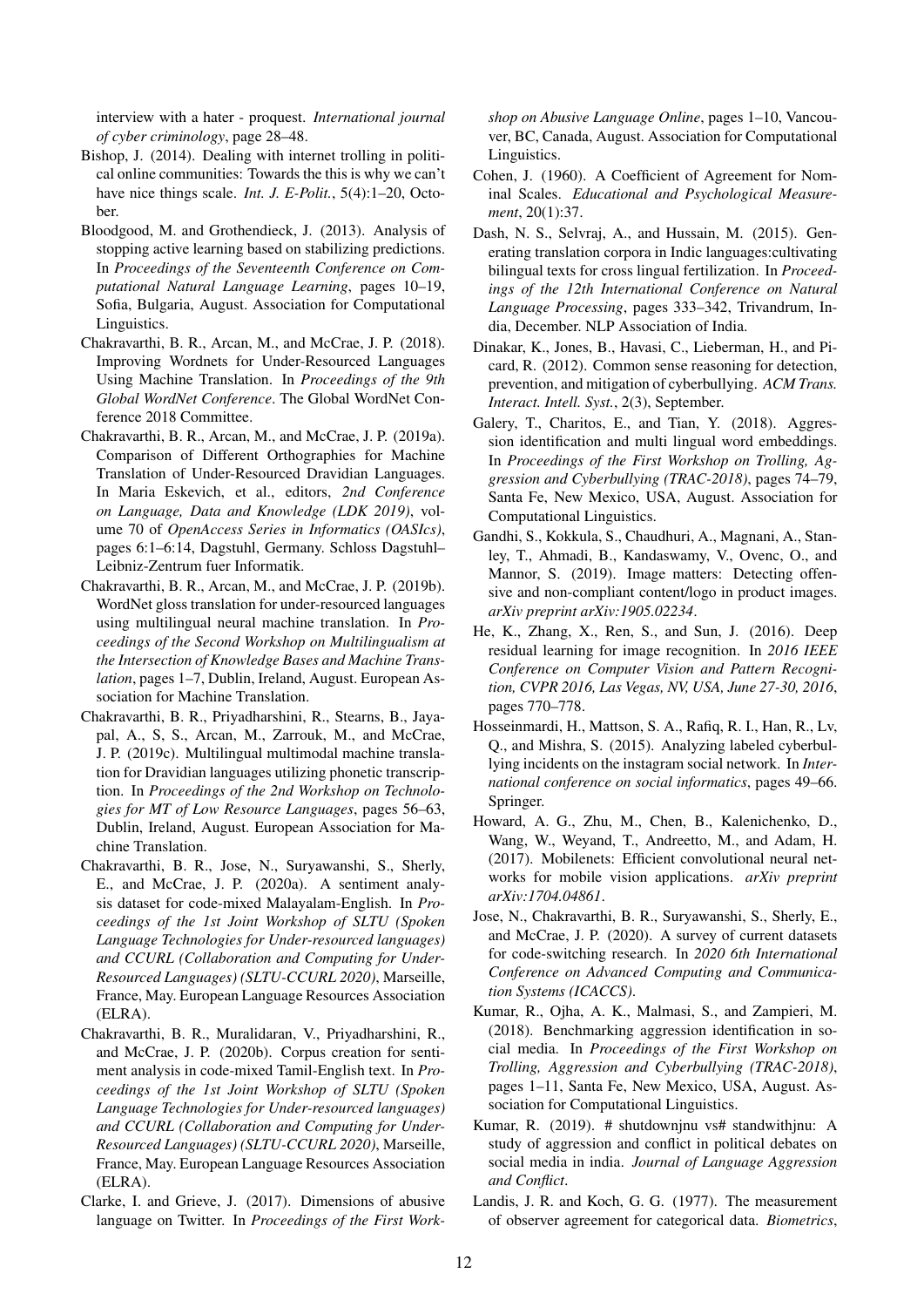interview with a hater - proquest. *International journal of cyber criminology*, page 28–48.

Bishop, J. (2014). Dealing with internet trolling in political online communities: Towards the this is why we can't have nice things scale. *Int. J. E-Polit.*, 5(4):1–20, October.

Bloodgood, M. and Grothendieck, J. (2013). Analysis of stopping active learning based on stabilizing predictions. In *Proceedings of the Seventeenth Conference on Computational Natural Language Learning*, pages 10–19, Sofia, Bulgaria, August. Association for Computational Linguistics.

Chakravarthi, B. R., Arcan, M., and McCrae, J. P. (2018). Improving Wordnets for Under-Resourced Languages Using Machine Translation. In *Proceedings of the 9th Global WordNet Conference*. The Global WordNet Conference 2018 Committee.

Chakravarthi, B. R., Arcan, M., and McCrae, J. P. (2019a). Comparison of Different Orthographies for Machine Translation of Under-Resourced Dravidian Languages. In Maria Eskevich, et al., editors, *2nd Conference on Language, Data and Knowledge (LDK 2019)*, volume 70 of *OpenAccess Series in Informatics (OASIcs)*, pages 6:1–6:14, Dagstuhl, Germany. Schloss Dagstuhl–Leibniz-Zentrum fuer Informatik.

Chakravarthi, B. R., Arcan, M., and McCrae, J. P. (2019b). WordNet gloss translation for under-resourced languages using multilingual neural machine translation. In *Proceedings of the Second Workshop on Multilingualism at the Intersection of Knowledge Bases and Machine Translation*, pages 1–7, Dublin, Ireland, August. European Association for Machine Translation.

Chakravarthi, B. R., Priyadharshini, R., Stearns, B., Jayapal, A., S, S., Arcan, M., Zarrouk, M., and McCrae, J. P. (2019c). Multilingual multimodal machine translation for Dravidian languages utilizing phonetic transcription. In *Proceedings of the 2nd Workshop on Technologies for MT of Low Resource Languages*, pages 56–63, Dublin, Ireland, August. European Association for Machine Translation.

Chakravarthi, B. R., Jose, N., Suryawanshi, S., Sherly, E., and McCrae, J. P. (2020a). A sentiment analysis dataset for code-mixed Malayalam-English. In *Proceedings of the 1st Joint Workshop of SLTU (Spoken Language Technologies for Under-resourced languages) and CCURL (Collaboration and Computing for Under-Resourced Languages) (SLTU-CCURL 2020)*, Marseille, France, May. European Language Resources Association (ELRA).

Chakravarthi, B. R., Muralidaran, V., Priyadharshini, R., and McCrae, J. P. (2020b). Corpus creation for sentiment analysis in code-mixed Tamil-English text. In *Proceedings of the 1st Joint Workshop of SLTU (Spoken Language Technologies for Under-resourced languages) and CCURL (Collaboration and Computing for Under-Resourced Languages) (SLTU-CCURL 2020)*, Marseille, France, May. European Language Resources Association (ELRA).

Clarke, I. and Grieve, J. (2017). Dimensions of abusive language on Twitter. In *Proceedings of the First Workshop on Abusive Language Online*, pages 1–10, Vancouver, BC, Canada, August. Association for Computational Linguistics.

Cohen, J. (1960). A Coefficient of Agreement for Nominal Scales. *Educational and Psychological Measurement*, 20(1):37.

Dash, N. S., Selvraj, A., and Hussain, M. (2015). Generating translation corpora in Indic languages:cultivating bilingual texts for cross lingual fertilization. In *Proceedings of the 12th International Conference on Natural Language Processing*, pages 333–342, Trivandrum, India, December. NLP Association of India.

Dinakar, K., Jones, B., Havasi, C., Lieberman, H., and Picard, R. (2012). Common sense reasoning for detection, prevention, and mitigation of cyberbullying. *ACM Trans. Interact. Intell. Syst.*, 2(3), September.

Galery, T., Charitos, E., and Tian, Y. (2018). Aggression identification and multi lingual word embeddings. In *Proceedings of the First Workshop on Trolling, Aggression and Cyberbullying (TRAC-2018)*, pages 74–79, Santa Fe, New Mexico, USA, August. Association for Computational Linguistics.

Gandhi, S., Kokkula, S., Chaudhuri, A., Magnani, A., Stanley, T., Ahmadi, B., Kandaswamy, V., Ovenc, O., and Mannor, S. (2019). Image matters: Detecting offensive and non-compliant content/logo in product images. *arXiv preprint arXiv:1905.02234*.

He, K., Zhang, X., Ren, S., and Sun, J. (2016). Deep residual learning for image recognition. In *2016 IEEE Conference on Computer Vision and Pattern Recognition, CVPR 2016, Las Vegas, NV, USA, June 27-30, 2016*, pages 770–778.

Hosseinmardi, H., Mattson, S. A., Rafiq, R. I., Han, R., Lv, Q., and Mishra, S. (2015). Analyzing labeled cyberbullying incidents on the instagram social network. In *International conference on social informatics*, pages 49–66. Springer.

Howard, A. G., Zhu, M., Chen, B., Kalenichenko, D., Wang, W., Weyand, T., Andreetto, M., and Adam, H. (2017). Mobilenets: Efficient convolutional neural networks for mobile vision applications. *arXiv preprint arXiv:1704.04861*.

Jose, N., Chakravarthi, B. R., Suryawanshi, S., Sherly, E., and McCrae, J. P. (2020). A survey of current datasets for code-switching research. In *2020 6th International Conference on Advanced Computing and Communication Systems (ICACCS)*.

Kumar, R., Ojha, A. K., Malmasi, S., and Zampieri, M. (2018). Benchmarking aggression identification in social media. In *Proceedings of the First Workshop on Trolling, Aggression and Cyberbullying (TRAC-2018)*, pages 1–11, Santa Fe, New Mexico, USA, August. Association for Computational Linguistics.

Kumar, R. (2019). # shutdownjnu vs# standwithjnu: A study of aggression and conflict in political debates on social media in india. *Journal of Language Aggression and Conflict*.

Landis, J. R. and Koch, G. G. (1977). The measurement of observer agreement for categorical data. *Biometrics*,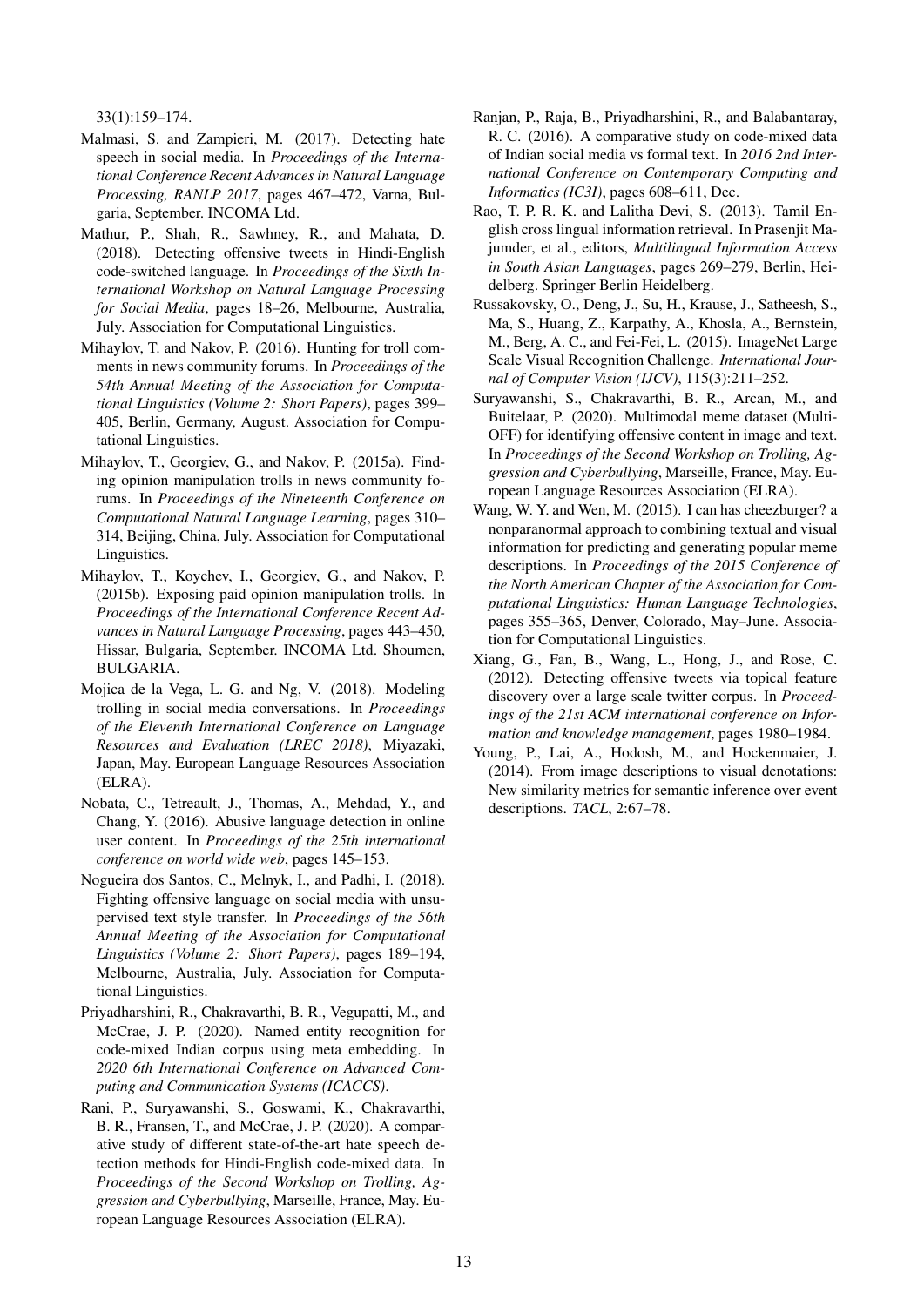33(1):159–174.

Malmasi, S. and Zampieri, M. (2017). Detecting hate speech in social media. In *Proceedings of the International Conference Recent Advances in Natural Language Processing, RANLP 2017*, pages 467–472, Varna, Bulgaria, September. INCOMA Ltd.

Mathur, P., Shah, R., Sawhney, R., and Mahata, D. (2018). Detecting offensive tweets in Hindi-English code-switched language. In *Proceedings of the Sixth International Workshop on Natural Language Processing for Social Media*, pages 18–26, Melbourne, Australia, July. Association for Computational Linguistics.

Mihaylov, T. and Nakov, P. (2016). Hunting for troll comments in news community forums. In *Proceedings of the 54th Annual Meeting of the Association for Computational Linguistics (Volume 2: Short Papers)*, pages 399–405, Berlin, Germany, August. Association for Computational Linguistics.

Mihaylov, T., Georgiev, G., and Nakov, P. (2015a). Finding opinion manipulation trolls in news community forums. In *Proceedings of the Nineteenth Conference on Computational Natural Language Learning*, pages 310–314, Beijing, China, July. Association for Computational Linguistics.

Mihaylov, T., Koychev, I., Georgiev, G., and Nakov, P. (2015b). Exposing paid opinion manipulation trolls. In *Proceedings of the International Conference Recent Advances in Natural Language Processing*, pages 443–450, Hissar, Bulgaria, September. INCOMA Ltd. Shoumen, BULGARIA.

Mojica de la Vega, L. G. and Ng, V. (2018). Modeling trolling in social media conversations. In *Proceedings of the Eleventh International Conference on Language Resources and Evaluation (LREC 2018)*, Miyazaki, Japan, May. European Language Resources Association (ELRA).

Nobata, C., Tetreault, J., Thomas, A., Mehdad, Y., and Chang, Y. (2016). Abusive language detection in online user content. In *Proceedings of the 25th international conference on world wide web*, pages 145–153.

Nogueira dos Santos, C., Melnyk, I., and Padhi, I. (2018). Fighting offensive language on social media with unsupervised text style transfer. In *Proceedings of the 56th Annual Meeting of the Association for Computational Linguistics (Volume 2: Short Papers)*, pages 189–194, Melbourne, Australia, July. Association for Computational Linguistics.

Priyadharshini, R., Chakravarthi, B. R., Vegupatti, M., and McCrae, J. P. (2020). Named entity recognition for code-mixed Indian corpus using meta embedding. In *2020 6th International Conference on Advanced Computing and Communication Systems (ICACCS)*.

Rani, P., Suryawanshi, S., Goswami, K., Chakravarthi, B. R., Fransen, T., and McCrae, J. P. (2020). A comparative study of different state-of-the-art hate speech detection methods for Hindi-English code-mixed data. In *Proceedings of the Second Workshop on Trolling, Aggression and Cyberbullying*, Marseille, France, May. European Language Resources Association (ELRA).

Ranjan, P., Raja, B., Priyadharshini, R., and Balabantaray, R. C. (2016). A comparative study on code-mixed data of Indian social media vs formal text. In *2016 2nd International Conference on Contemporary Computing and Informatics (IC3I)*, pages 608–611, Dec.

Rao, T. P. R. K. and Lalitha Devi, S. (2013). Tamil English cross lingual information retrieval. In Prasenjit Majumder, et al., editors, *Multilingual Information Access in South Asian Languages*, pages 269–279, Berlin, Heidelberg. Springer Berlin Heidelberg.

Russakovsky, O., Deng, J., Su, H., Krause, J., Satheesh, S., Ma, S., Huang, Z., Karpathy, A., Khosla, A., Bernstein, M., Berg, A. C., and Fei-Fei, L. (2015). ImageNet Large Scale Visual Recognition Challenge. *International Journal of Computer Vision (IJCV)*, 115(3):211–252.

Suryawanshi, S., Chakravarthi, B. R., Arcan, M., and Buitelaar, P. (2020). Multimodal meme dataset (MultiOFF) for identifying offensive content in image and text. In *Proceedings of the Second Workshop on Trolling, Aggression and Cyberbullying*, Marseille, France, May. European Language Resources Association (ELRA).

Wang, W. Y. and Wen, M. (2015). I can has cheezburger? a nonparanormal approach to combining textual and visual information for predicting and generating popular meme descriptions. In *Proceedings of the 2015 Conference of the North American Chapter of the Association for Computational Linguistics: Human Language Technologies*, pages 355–365, Denver, Colorado, May–June. Association for Computational Linguistics.

Xiang, G., Fan, B., Wang, L., Hong, J., and Rose, C. (2012). Detecting offensive tweets via topical feature discovery over a large scale twitter corpus. In *Proceedings of the 21st ACM international conference on Information and knowledge management*, pages 1980–1984.

Young, P., Lai, A., Hodosh, M., and Hockenmaier, J. (2014). From image descriptions to visual denotations: New similarity metrics for semantic inference over event descriptions. *TACL*, 2:67–78.